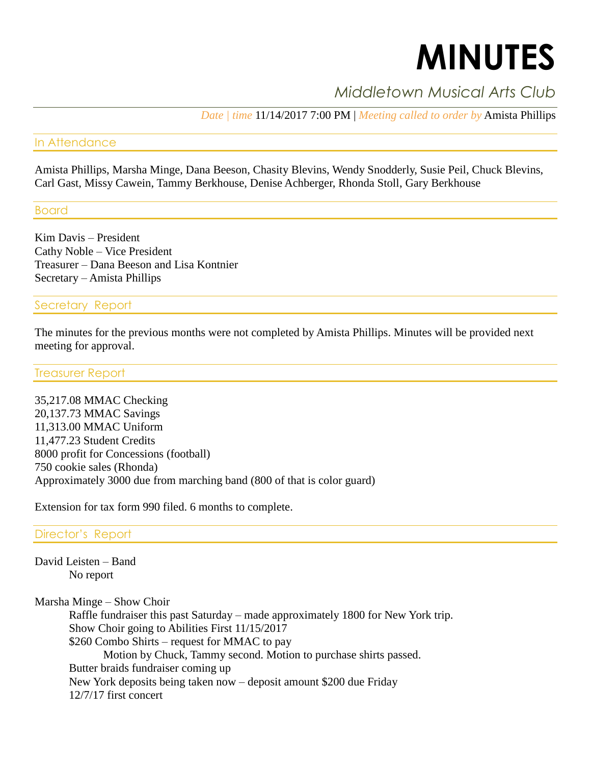# MINUTES

*Middletown Musical Arts Club*

*Date | time* 11/14/2017 7:00 PM | *Meeting called to order by* Amista Phillips

## In Attendance

Amista Phillips, Marsha Minge, Dana Beeson, Chasity Blevins, Wendy Snodderly, Susie Peil, Chuck Blevins, Carl Gast, Missy Cawein, Tammy Berkhouse, Denise Achberger, Rhonda Stoll, Gary Berkhouse

## Board

Kim Davis – President
Cathy Noble – Vice President
Treasurer – Dana Beeson and Lisa Kontnier
Secretary – Amista Phillips

## Secretary Report

The minutes for the previous months were not completed by Amista Phillips. Minutes will be provided next meeting for approval.

## Treasurer Report

35,217.08 MMAC Checking
20,137.73 MMAC Savings
11,313.00 MMAC Uniform
11,477.23 Student Credits
8000 profit for Concessions (football)
750 cookie sales (Rhonda)
Approximately 3000 due from marching band (800 of that is color guard)

Extension for tax form 990 filed. 6 months to complete.

## Director's Report

David Leisten – Band
- No report

Marsha Minge – Show Choir
- Raffle fundraiser this past Saturday – made approximately 1800 for New York trip.
- Show Choir going to Abilities First 11/15/2017
- $260 Combo Shirts – request for MMAC to pay
  - Motion by Chuck, Tammy second. Motion to purchase shirts passed.
- Butter braids fundraiser coming up
- New York deposits being taken now – deposit amount $200 due Friday
- 12/7/17 first concert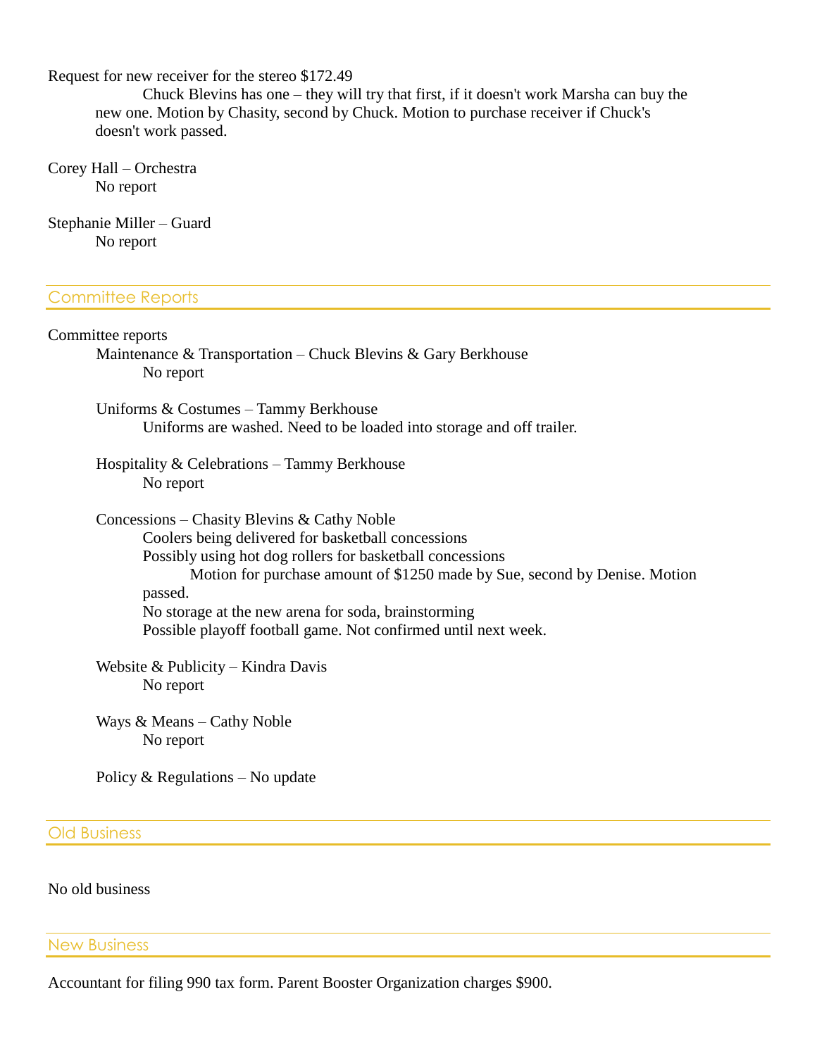Request for new receiver for the stereo $172.49

Chuck Blevins has one – they will try that first, if it doesn't work Marsha can buy the new one. Motion by Chasity, second by Chuck. Motion to purchase receiver if Chuck's doesn't work passed.

Corey Hall – Orchestra

No report

Stephanie Miller – Guard

No report

## Committee Reports

Committee reports

Maintenance & Transportation – Chuck Blevins & Gary Berkhouse

No report

Uniforms & Costumes – Tammy Berkhouse

Uniforms are washed. Need to be loaded into storage and off trailer.

Hospitality & Celebrations – Tammy Berkhouse

No report

Concessions – Chasity Blevins & Cathy Noble

Coolers being delivered for basketball concessions

Possibly using hot dog rollers for basketball concessions

Motion for purchase amount of $1250 made by Sue, second by Denise. Motion passed.

No storage at the new arena for soda, brainstorming

Possible playoff football game. Not confirmed until next week.

Website & Publicity – Kindra Davis

No report

Ways & Means – Cathy Noble

No report

Policy & Regulations – No update

## Old Business

No old business

## New Business

Accountant for filing 990 tax form. Parent Booster Organization charges $900.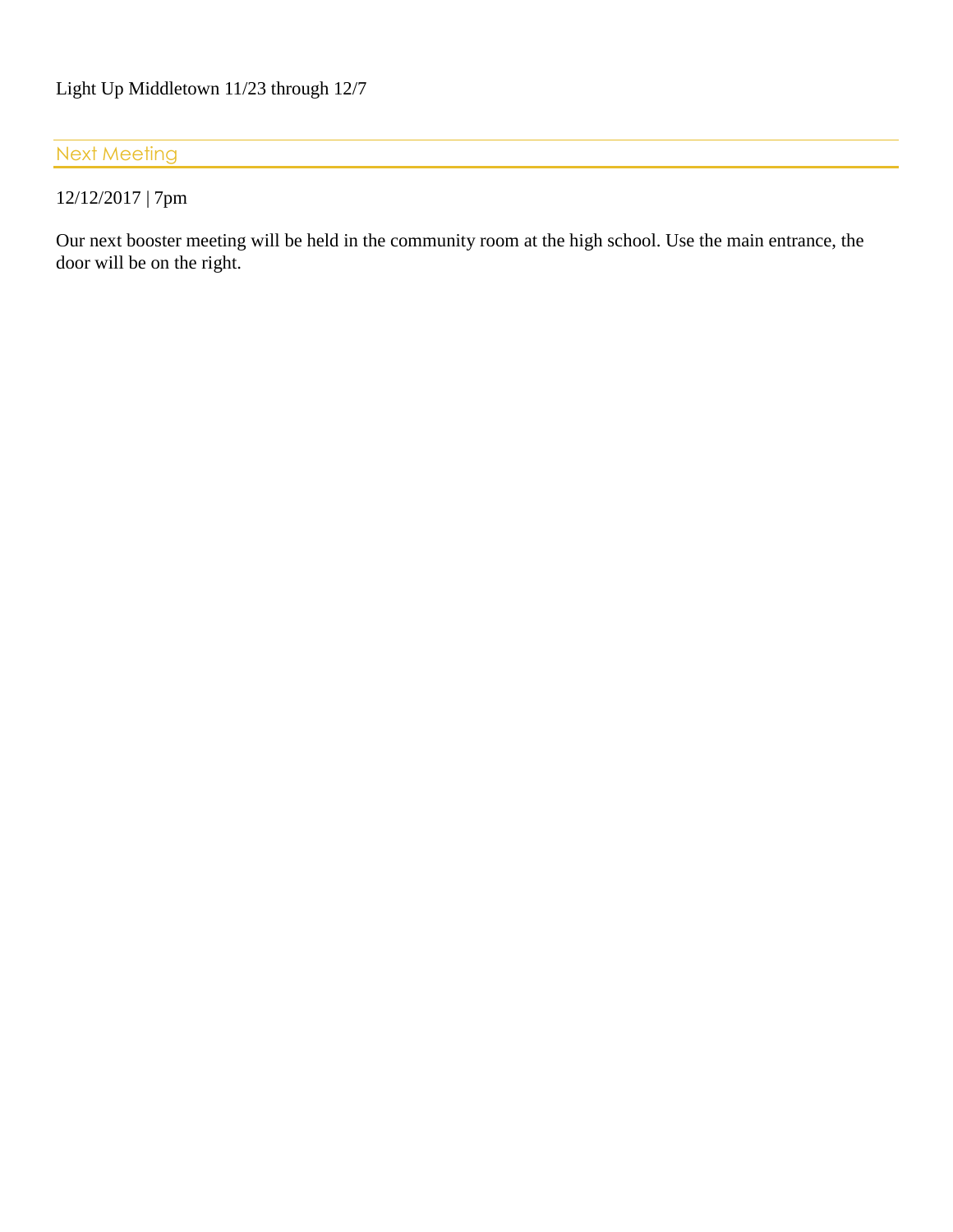Light Up Middletown 11/23 through 12/7

## Next Meeting

12/12/2017 | 7pm

Our next booster meeting will be held in the community room at the high school. Use the main entrance, the door will be on the right.